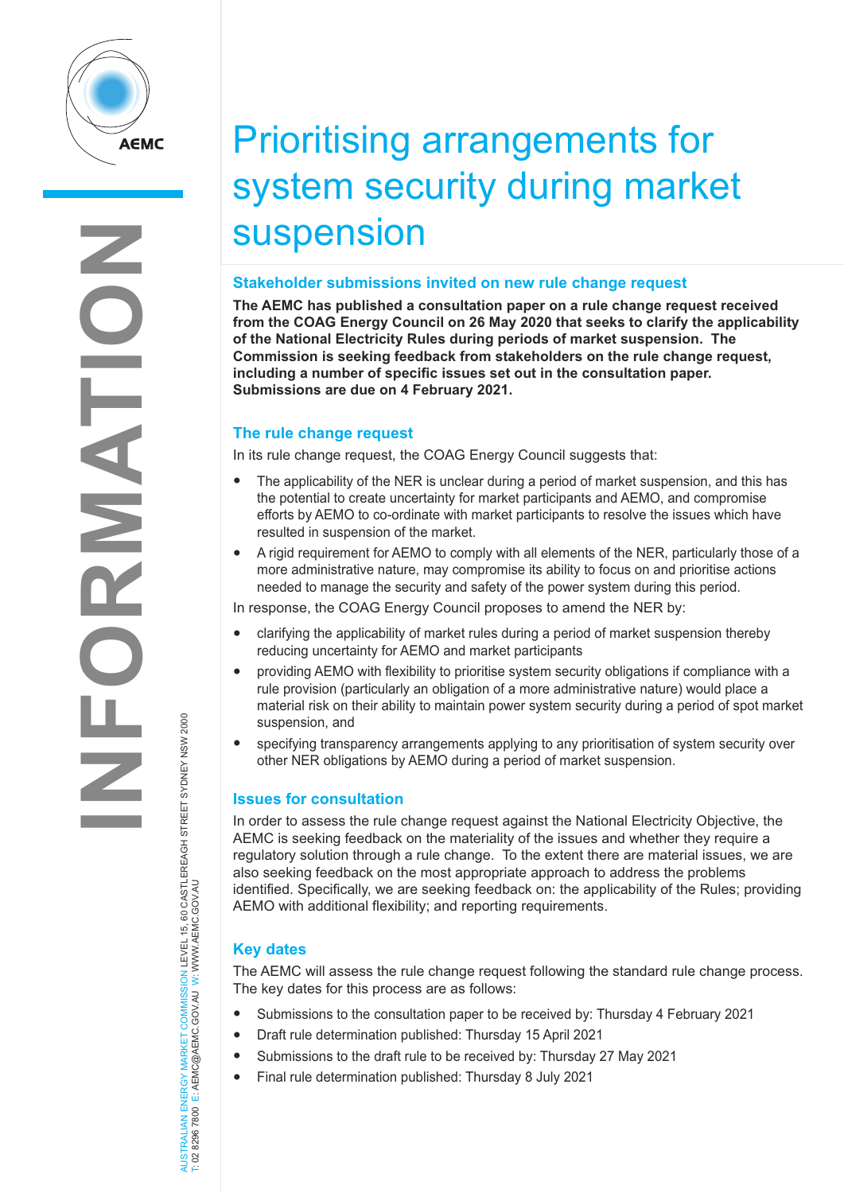# Prioritising arrangements for system security during market suspension

## Stakeholder submissions invited on new rule change request

**The AEMC has published a consultation paper on a rule change request received from the COAG Energy Council on 26 May 2020 that seeks to clarify the applicability of the National Electricity Rules during periods of market suspension. The Commission is seeking feedback from stakeholders on the rule change request, including a number of specific issues set out in the consultation paper. Submissions are due on 4 February 2021.**

## The rule change request

In its rule change request, the COAG Energy Council suggests that:

- The applicability of the NER is unclear during a period of market suspension, and this has the potential to create uncertainty for market participants and AEMO, and compromise efforts by AEMO to co-ordinate with market participants to resolve the issues which have resulted in suspension of the market.
- A rigid requirement for AEMO to comply with all elements of the NER, particularly those of a more administrative nature, may compromise its ability to focus on and prioritise actions needed to manage the security and safety of the power system during this period.

In response, the COAG Energy Council proposes to amend the NER by:

- clarifying the applicability of market rules during a period of market suspension thereby reducing uncertainty for AEMO and market participants
- providing AEMO with flexibility to prioritise system security obligations if compliance with a rule provision (particularly an obligation of a more administrative nature) would place a material risk on their ability to maintain power system security during a period of spot market suspension, and
- specifying transparency arrangements applying to any prioritisation of system security over other NER obligations by AEMO during a period of market suspension.

## Issues for consultation

In order to assess the rule change request against the National Electricity Objective, the AEMC is seeking feedback on the materiality of the issues and whether they require a regulatory solution through a rule change. To the extent there are material issues, we are also seeking feedback on the most appropriate approach to address the problems identified. Specifically, we are seeking feedback on: the applicability of the Rules; providing AEMO with additional flexibility; and reporting requirements.

## Key dates

The AEMC will assess the rule change request following the standard rule change process. The key dates for this process are as follows:

- Submissions to the consultation paper to be received by: Thursday 4 February 2021
- Draft rule determination published: Thursday 15 April 2021
- Submissions to the draft rule to be received by: Thursday 27 May 2021
- Final rule determination published: Thursday 8 July 2021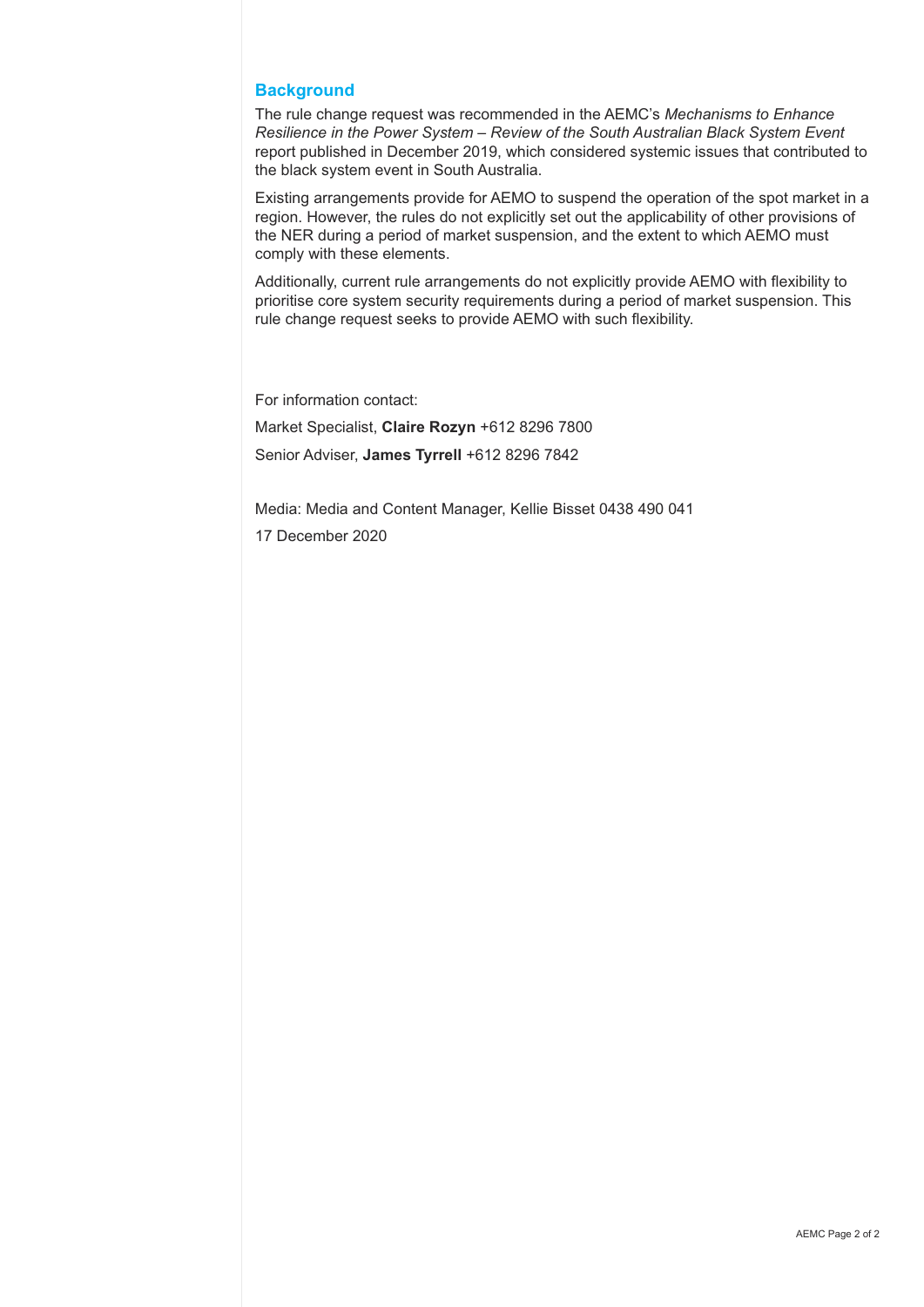## Background

The rule change request was recommended in the AEMC's *Mechanisms to Enhance Resilience in the Power System – Review of the South Australian Black System Event* report published in December 2019, which considered systemic issues that contributed to the black system event in South Australia.

Existing arrangements provide for AEMO to suspend the operation of the spot market in a region. However, the rules do not explicitly set out the applicability of other provisions of the NER during a period of market suspension, and the extent to which AEMO must comply with these elements.

Additionally, current rule arrangements do not explicitly provide AEMO with flexibility to prioritise core system security requirements during a period of market suspension. This rule change request seeks to provide AEMO with such flexibility.

For information contact:

Market Specialist, **Claire Rozyn** +612 8296 7800

Senior Adviser, **James Tyrrell** +612 8296 7842

Media: Media and Content Manager, Kellie Bisset 0438 490 041

17 December 2020